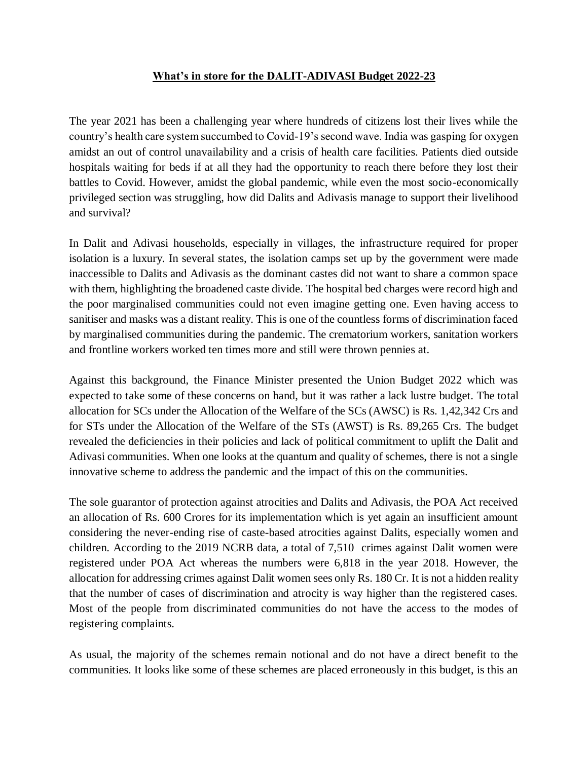# **What's in store for the DALIT-ADIVASI Budget 2022-23**

The year 2021 has been a challenging year where hundreds of citizens lost their lives while the country's health care system succumbed to Covid-19's second wave. India was gasping for oxygen amidst an out of control unavailability and a crisis of health care facilities. Patients died outside hospitals waiting for beds if at all they had the opportunity to reach there before they lost their battles to Covid. However, amidst the global pandemic, while even the most socio-economically privileged section was struggling, how did Dalits and Adivasis manage to support their livelihood and survival?

In Dalit and Adivasi households, especially in villages, the infrastructure required for proper isolation is a luxury. In several states, the isolation camps set up by the government were made inaccessible to Dalits and Adivasis as the dominant castes did not want to share a common space with them, highlighting the broadened caste divide. The hospital bed charges were record high and the poor marginalised communities could not even imagine getting one. Even having access to sanitiser and masks was a distant reality. This is one of the countless forms of discrimination faced by marginalised communities during the pandemic. The crematorium workers, sanitation workers and frontline workers worked ten times more and still were thrown pennies at.

Against this background, the Finance Minister presented the Union Budget 2022 which was expected to take some of these concerns on hand, but it was rather a lack lustre budget. The total allocation for SCs under the Allocation of the Welfare of the SCs (AWSC) is Rs. 1,42,342 Crs and for STs under the Allocation of the Welfare of the STs (AWST) is Rs. 89,265 Crs. The budget revealed the deficiencies in their policies and lack of political commitment to uplift the Dalit and Adivasi communities. When one looks at the quantum and quality of schemes, there is not a single innovative scheme to address the pandemic and the impact of this on the communities.

The sole guarantor of protection against atrocities and Dalits and Adivasis, the POA Act received an allocation of Rs. 600 Crores for its implementation which is yet again an insufficient amount considering the never-ending rise of caste-based atrocities against Dalits, especially women and children. According to the 2019 NCRB data, a total of 7,510 crimes against Dalit women were registered under POA Act whereas the numbers were 6,818 in the year 2018. However, the allocation for addressing crimes against Dalit women sees only Rs. 180 Cr. It is not a hidden reality that the number of cases of discrimination and atrocity is way higher than the registered cases. Most of the people from discriminated communities do not have the access to the modes of registering complaints.

As usual, the majority of the schemes remain notional and do not have a direct benefit to the communities. It looks like some of these schemes are placed erroneously in this budget, is this an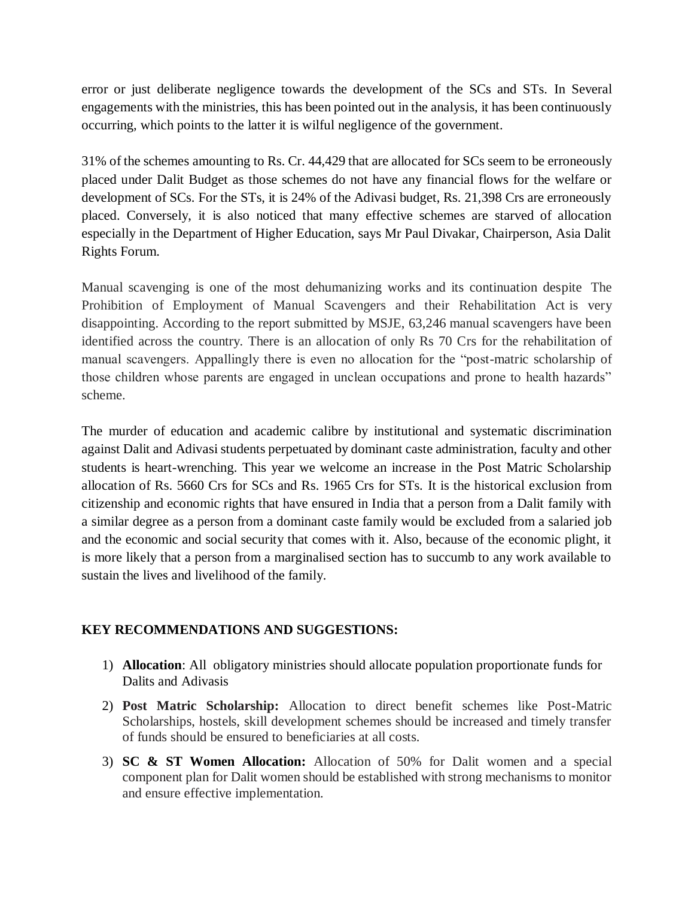error or just deliberate negligence towards the development of the SCs and STs. In Several engagements with the ministries, this has been pointed out in the analysis, it has been continuously occurring, which points to the latter it is wilful negligence of the government.

31% of the schemes amounting to Rs. Cr. 44,429 that are allocated for SCs seem to be erroneously placed under Dalit Budget as those schemes do not have any financial flows for the welfare or development of SCs. For the STs, it is 24% of the Adivasi budget, Rs. 21,398 Crs are erroneously placed. Conversely, it is also noticed that many effective schemes are starved of allocation especially in the Department of Higher Education, says Mr Paul Divakar, Chairperson, Asia Dalit Rights Forum.

Manual scavenging is one of the most dehumanizing works and its continuation despite The Prohibition of Employment of Manual Scavengers and their Rehabilitation Act is very disappointing. According to the report submitted by MSJE, 63,246 manual scavengers have been identified across the country. There is an allocation of only Rs 70 Crs for the rehabilitation of manual scavengers. Appallingly there is even no allocation for the "post-matric scholarship of those children whose parents are engaged in unclean occupations and prone to health hazards" scheme.

The murder of education and academic calibre by institutional and systematic discrimination against Dalit and Adivasi students perpetuated by dominant caste administration, faculty and other students is heart-wrenching. This year we welcome an increase in the Post Matric Scholarship allocation of Rs. 5660 Crs for SCs and Rs. 1965 Crs for STs. It is the historical exclusion from citizenship and economic rights that have ensured in India that a person from a Dalit family with a similar degree as a person from a dominant caste family would be excluded from a salaried job and the economic and social security that comes with it. Also, because of the economic plight, it is more likely that a person from a marginalised section has to succumb to any work available to sustain the lives and livelihood of the family.

**KEY RECOMMENDATIONS AND SUGGESTIONS:**

1) **Allocation**: All obligatory ministries should allocate population proportionate funds for Dalits and Adivasis
2) **Post Matric Scholarship:** Allocation to direct benefit schemes like Post-Matric Scholarships, hostels, skill development schemes should be increased and timely transfer of funds should be ensured to beneficiaries at all costs.
3) **SC & ST Women Allocation:** Allocation of 50% for Dalit women and a special component plan for Dalit women should be established with strong mechanisms to monitor and ensure effective implementation.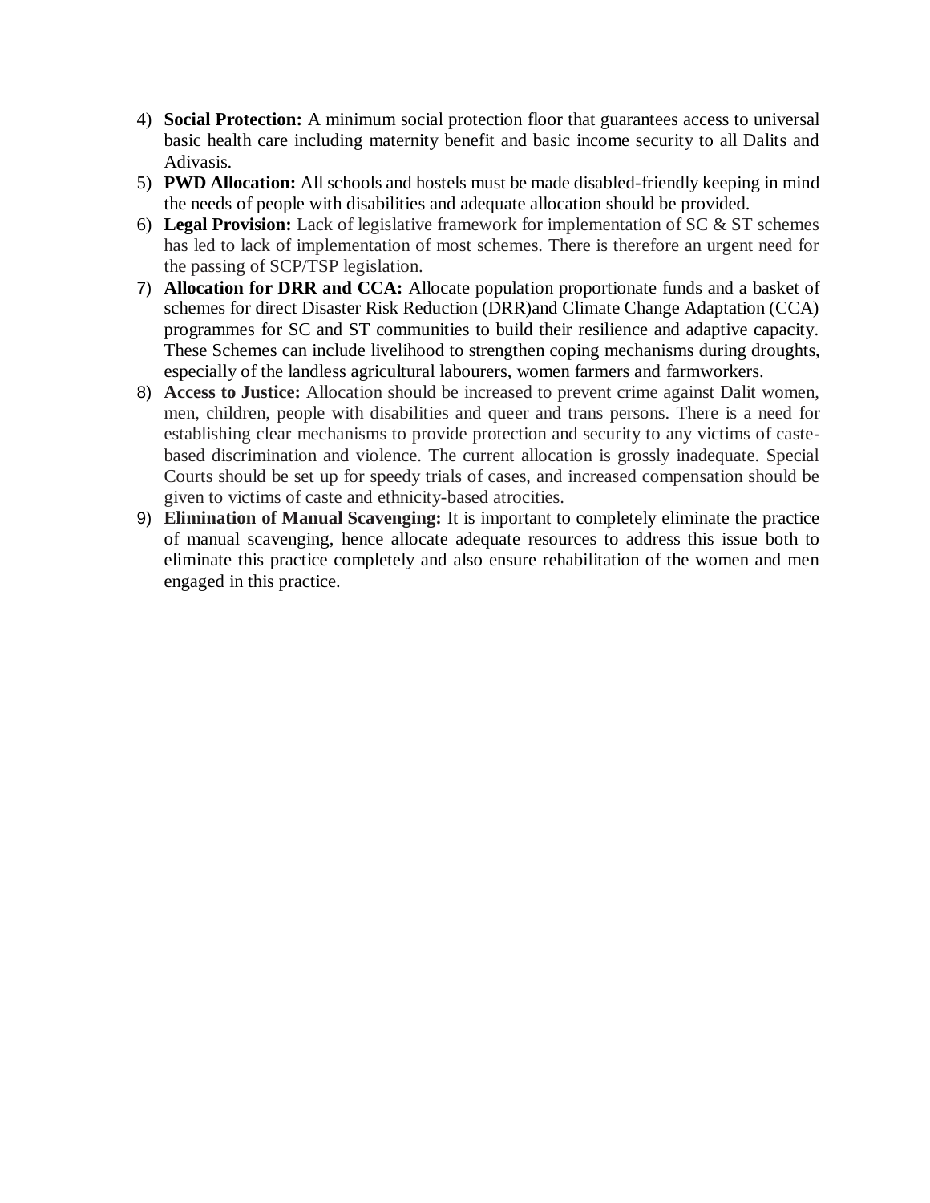4) **Social Protection:** A minimum social protection floor that guarantees access to universal basic health care including maternity benefit and basic income security to all Dalits and Adivasis.
5) **PWD Allocation:** All schools and hostels must be made disabled-friendly keeping in mind the needs of people with disabilities and adequate allocation should be provided.
6) **Legal Provision:** Lack of legislative framework for implementation of SC & ST schemes has led to lack of implementation of most schemes. There is therefore an urgent need for the passing of SCP/TSP legislation.
7) **Allocation for DRR and CCA:** Allocate population proportionate funds and a basket of schemes for direct Disaster Risk Reduction (DRR)and Climate Change Adaptation (CCA) programmes for SC and ST communities to build their resilience and adaptive capacity. These Schemes can include livelihood to strengthen coping mechanisms during droughts, especially of the landless agricultural labourers, women farmers and farmworkers.
8) **Access to Justice:** Allocation should be increased to prevent crime against Dalit women, men, children, people with disabilities and queer and trans persons. There is a need for establishing clear mechanisms to provide protection and security to any victims of caste-based discrimination and violence. The current allocation is grossly inadequate. Special Courts should be set up for speedy trials of cases, and increased compensation should be given to victims of caste and ethnicity-based atrocities.
9) **Elimination of Manual Scavenging:** It is important to completely eliminate the practice of manual scavenging, hence allocate adequate resources to address this issue both to eliminate this practice completely and also ensure rehabilitation of the women and men engaged in this practice.